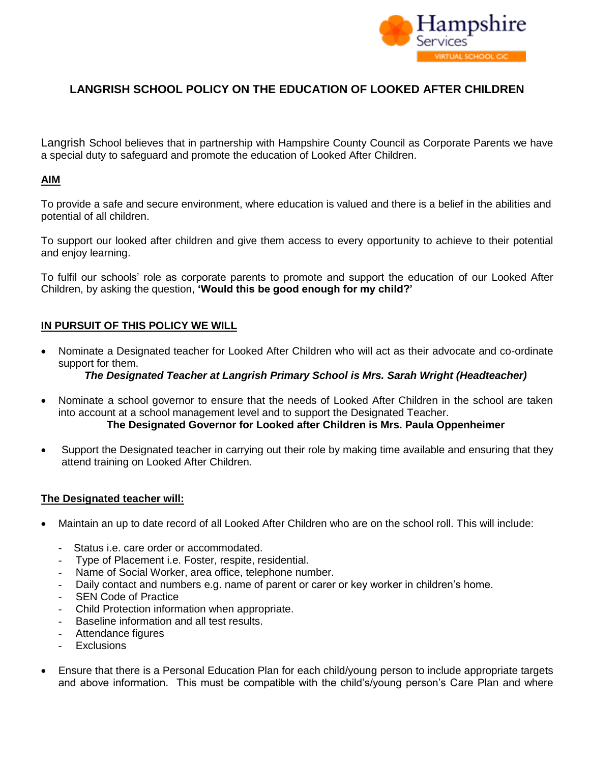# LANGRISH SCHOOL POLICY ON THE EDUCATION OF LOOKED AFTER CHILDREN

Langrish School believes that in partnership with Hampshire County Council as Corporate Parents we have a special duty to safeguard and promote the education of Looked After Children.

## AIM

To provide a safe and secure environment, where education is valued and there is a belief in the abilities and potential of all children.

To support our looked after children and give them access to every opportunity to achieve to their potential and enjoy learning.

To fulfil our schools' role as corporate parents to promote and support the education of our Looked After Children, by asking the question, **'Would this be good enough for my child?'**

## IN PURSUIT OF THIS POLICY WE WILL

- Nominate a Designated teacher for Looked After Children who will act as their advocate and co-ordinate support for them.

  ***The Designated Teacher at Langrish Primary School is Mrs. Sarah Wright (Headteacher)***

- Nominate a school governor to ensure that the needs of Looked After Children in the school are taken into account at a school management level and to support the Designated Teacher.

  **The Designated Governor for Looked after Children is Mrs. Paula Oppenheimer**

- Support the Designated teacher in carrying out their role by making time available and ensuring that they attend training on Looked After Children.

## The Designated teacher will:

- Maintain an up to date record of all Looked After Children who are on the school roll. This will include:
  - Status i.e. care order or accommodated.
  - Type of Placement i.e. Foster, respite, residential.
  - Name of Social Worker, area office, telephone number.
  - Daily contact and numbers e.g. name of parent or carer or key worker in children's home.
  - SEN Code of Practice
  - Child Protection information when appropriate.
  - Baseline information and all test results.
  - Attendance figures
  - Exclusions

- Ensure that there is a Personal Education Plan for each child/young person to include appropriate targets and above information. This must be compatible with the child's/young person's Care Plan and where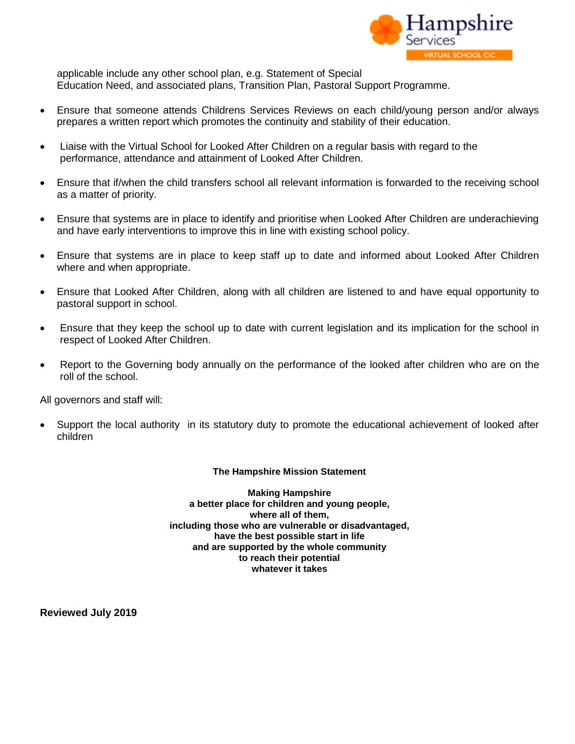applicable include any other school plan, e.g. Statement of Special Education Need, and associated plans, Transition Plan, Pastoral Support Programme.

- Ensure that someone attends Childrens Services Reviews on each child/young person and/or always prepares a written report which promotes the continuity and stability of their education.
- Liaise with the Virtual School for Looked After Children on a regular basis with regard to the performance, attendance and attainment of Looked After Children.
- Ensure that if/when the child transfers school all relevant information is forwarded to the receiving school as a matter of priority.
- Ensure that systems are in place to identify and prioritise when Looked After Children are underachieving and have early interventions to improve this in line with existing school policy.
- Ensure that systems are in place to keep staff up to date and informed about Looked After Children where and when appropriate.
- Ensure that Looked After Children, along with all children are listened to and have equal opportunity to pastoral support in school.
- Ensure that they keep the school up to date with current legislation and its implication for the school in respect of Looked After Children.
- Report to the Governing body annually on the performance of the looked after children who are on the roll of the school.

All governors and staff will:

- Support the local authority in its statutory duty to promote the educational achievement of looked after children

**The Hampshire Mission Statement**

**Making Hampshire**
**a better place for children and young people,**
**where all of them,**
**including those who are vulnerable or disadvantaged,**
**have the best possible start in life**
**and are supported by the whole community**
**to reach their potential**
**whatever it takes**

**Reviewed July 2019**